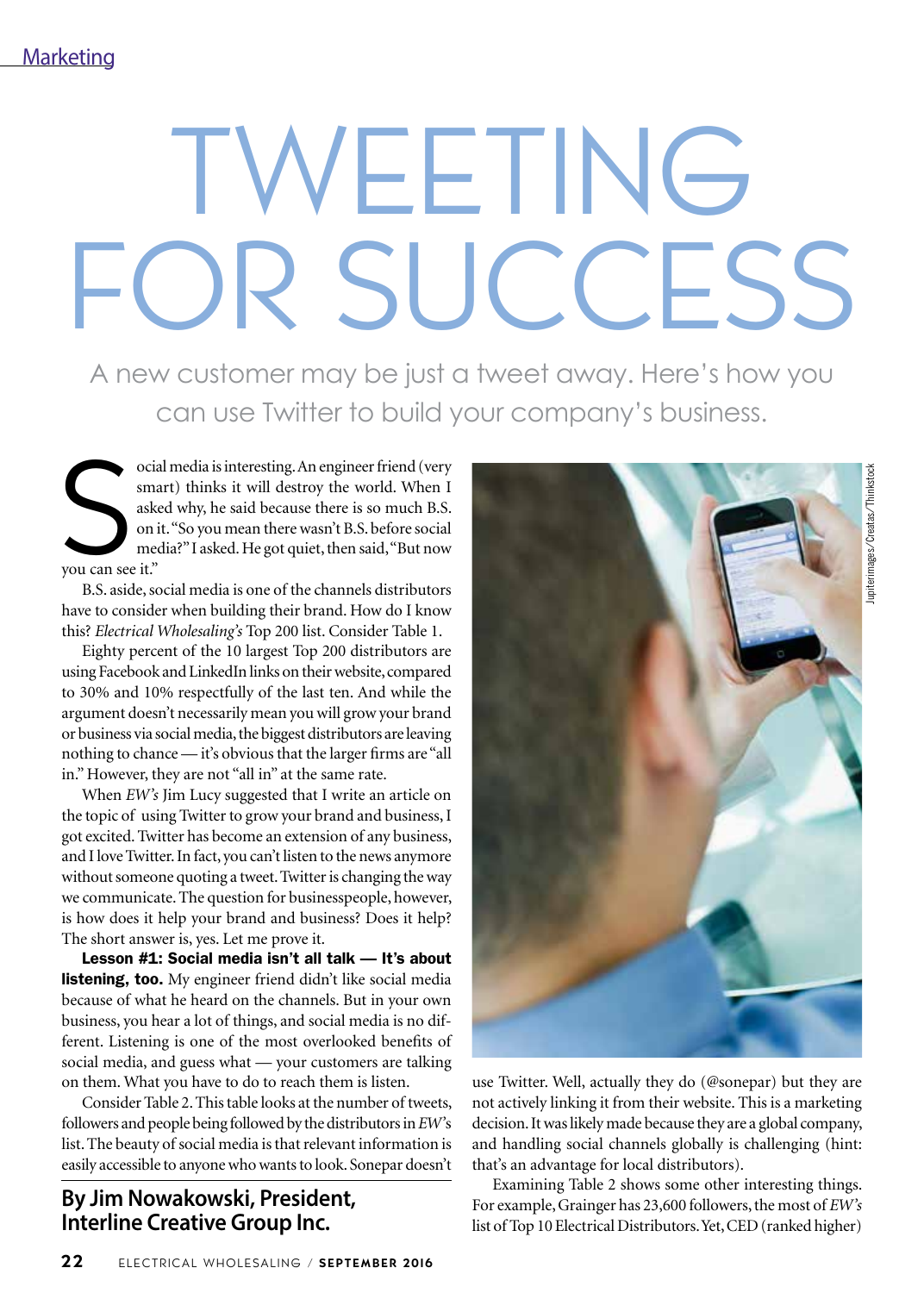# TWEETING FOR SUCCESS

A new customer may be just a tweet away. Here's how you can use Twitter to build your company's business.

**By Jim Nowakowski, President, Interline Creative Group Inc.**

Social media is interesting. An engineer friend (very smart) thinks it will destroy the world. When I asked why, he said because there is so much B.S. on it. "So you mean there wasn't B.S. before social media?" I asked. He got quiet, then said, "But now you can see it."

B.S. aside, social media is one of the channels distributors have to consider when building their brand. How do I know this? *Electrical Wholesaling's* Top 200 list. Consider Table 1.

Eighty percent of the 10 largest Top 200 distributors are using Facebook and LinkedIn links on their website, compared to 30% and 10% respectfully of the last ten. And while the argument doesn't necessarily mean you will grow your brand or business via social media, the biggest distributors are leaving nothing to chance — it's obvious that the larger firms are "all in." However, they are not "all in" at the same rate.

When *EW's* Jim Lucy suggested that I write an article on the topic of using Twitter to grow your brand and business, I got excited. Twitter has become an extension of any business, and I love Twitter. In fact, you can't listen to the news anymore without someone quoting a tweet. Twitter is changing the way we communicate. The question for businesspeople, however, is how does it help your brand and business? Does it help? The short answer is, yes. Let me prove it.

**Lesson #1: Social media isn't all talk — It's about listening, too.** My engineer friend didn't like social media because of what he heard on the channels. But in your own business, you hear a lot of things, and social media is no different. Listening is one of the most overlooked benefits of social media, and guess what — your customers are talking on them. What you have to do to reach them is listen.

Consider Table 2. This table looks at the number of tweets, followers and people being followed by the distributors in *EW's* list. The beauty of social media is that relevant information is easily accessible to anyone who wants to look. Sonepar doesn't use Twitter. Well, actually they do (@sonepar) but they are not actively linking it from their website. This is a marketing decision. It was likely made because they are a global company, and handling social channels globally is challenging (hint: that's an advantage for local distributors).

Examining Table 2 shows some other interesting things. For example, Grainger has 23,600 followers, the most of *EW's* list of Top 10 Electrical Distributors. Yet, CED (ranked higher)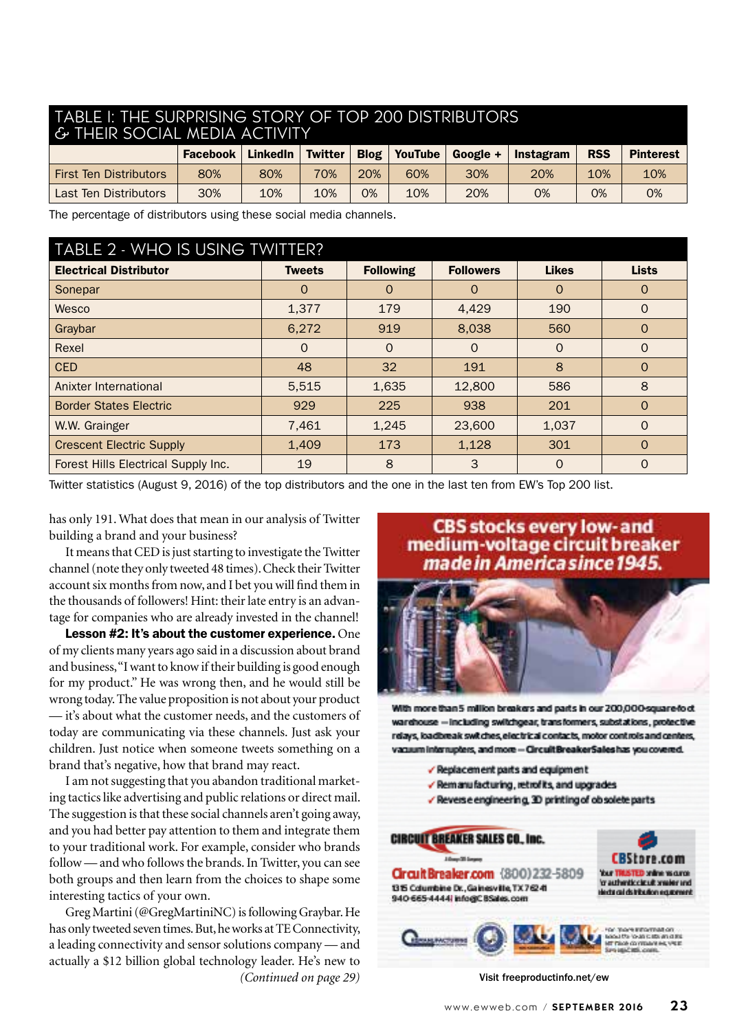## TABLE I: THE SURPRISING STORY OF TOP 200 DISTRIBUTORS & THEIR SOCIAL MEDIA ACTIVITY

| | Facebook | LinkedIn | Twitter | Blog | YouTube | Google + | Instagram | RSS | Pinterest |
|---|---|---|---|---|---|---|---|---|---|
| First Ten Distributors | 80% | 80% | 70% | 20% | 60% | 30% | 20% | 10% | 10% |
| Last Ten Distributors | 30% | 10% | 10% | 0% | 10% | 20% | 0% | 0% | 0% |

The percentage of distributors using these social media channels.

## TABLE 2 - WHO IS USING TWITTER?

| Electrical Distributor | Tweets | Following | Followers | Likes | Lists |
|---|---|---|---|---|---|
| Sonepar | 0 | 0 | 0 | 0 | 0 |
| Wesco | 1,377 | 179 | 4,429 | 190 | 0 |
| Graybar | 6,272 | 919 | 8,038 | 560 | 0 |
| Rexel | 0 | 0 | 0 | 0 | 0 |
| CED | 48 | 32 | 191 | 8 | 0 |
| Anixter International | 5,515 | 1,635 | 12,800 | 586 | 8 |
| Border States Electric | 929 | 225 | 938 | 201 | 0 |
| W.W. Grainger | 7,461 | 1,245 | 23,600 | 1,037 | 0 |
| Crescent Electric Supply | 1,409 | 173 | 1,128 | 301 | 0 |
| Forest Hills Electrical Supply Inc. | 19 | 8 | 3 | 0 | 0 |

Twitter statistics (August 9, 2016) of the top distributors and the one in the last ten from EW's Top 200 list.

has only 191. What does that mean in our analysis of Twitter building a brand and your business?

It means that CED is just starting to investigate the Twitter channel (note they only tweeted 48 times). Check their Twitter account six months from now, and I bet you will find them in the thousands of followers! Hint: their late entry is an advantage for companies who are already invested in the channel!

**Lesson #2: It's about the customer experience.** One of my clients many years ago said in a discussion about brand and business, "I want to know if their building is good enough for my product." He was wrong then, and he would still be wrong today. The value proposition is not about your product — it's about what the customer needs, and the customers of today are communicating via these channels. Just ask your children. Just notice when someone tweets something on a brand that's negative, how that brand may react.

I am not suggesting that you abandon traditional marketing tactics like advertising and public relations or direct mail. The suggestion is that these social channels aren't going away, and you had better pay attention to them and integrate them to your traditional work. For example, consider who brands follow — and who follows the brands. In Twitter, you can see both groups and then learn from the choices to shape some interesting tactics of your own.

Greg Martini (@GregMartiniNC) is following Graybar. He has only tweeted seven times. But, he works at TE Connectivity, a leading connectivity and sensor solutions company — and actually a $12 billion global technology leader. He's new to

*(Continued on page 29)*

**CBS stocks every low-and medium-voltage circuit breaker made in America since 1945.**

With more than 5 million breakers and parts in our 200,000-square-foot warehouse — including switchgear, transformers, substations, protective relays, loadbreak switches, electrical contacts, motor controls and centers, vacuum interrupters, and more — CircuitBreakerSales has you covered.

- ✓ Replacement parts and equipment
- ✓ Remanufacturing, retrofits, and upgrades
- ✓ Reverse engineering, 3D printing of obsolete parts

CIRCUIT BREAKER SALES CO., Inc.
CircuitBreaker.com (800)232-5809
1315 Columbine Dr., Gainesville, TX 76240
940-665-4444 | info@CBSales.com

CBStore.com
Your TRUSTED online source for authentic circuit breakers and electrical distribution equipment

Visit freeproductinfo.net/ew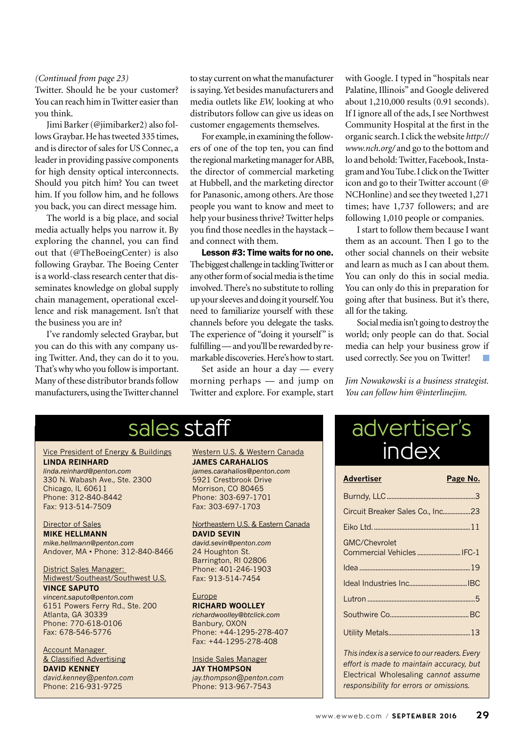*(Continued from page 23)*

Twitter. Should he be your customer? You can reach him in Twitter easier than you think.

Jimi Barker (@jimibarker2) also follows Graybar. He has tweeted 335 times, and is director of sales for US Connec, a leader in providing passive components for high density optical interconnects. Should you pitch him? You can tweet him. If you follow him, and he follows you back, you can direct message him.

The world is a big place, and social media actually helps you narrow it. By exploring the channel, you can find out that (@TheBoeingCenter) is also following Graybar. The Boeing Center is a world-class research center that disseminates knowledge on global supply chain management, operational excellence and risk management. Isn't that the business you are in?

I've randomly selected Graybar, but you can do this with any company using Twitter. And, they can do it to you. That's why who you follow is important. Many of these distributor brands follow manufacturers, using the Twitter channel to stay current on what the manufacturer is saying. Yet besides manufacturers and media outlets like *EW*, looking at who distributors follow can give us ideas on customer engagements themselves.

For example, in examining the followers of one of the top ten, you can find the regional marketing manager for ABB, the director of commercial marketing at Hubbell, and the marketing director for Panasonic, among others. Are those people you want to know and meet to help your business thrive? Twitter helps you find those needles in the haystack – and connect with them.

**Lesson #3: Time waits for no one.** The biggest challenge in tackling Twitter or any other form of social media is the time involved. There's no substitute to rolling up your sleeves and doing it yourself. You need to familiarize yourself with these channels before you delegate the tasks. The experience of "doing it yourself" is fulfilling — and you'll be rewarded by remarkable discoveries. Here's how to start.

Set aside an hour a day — every morning perhaps — and jump on Twitter and explore. For example, start with Google. I typed in "hospitals near Palatine, Illinois" and Google delivered about 1,210,000 results (0.91 seconds). If I ignore all of the ads, I see Northwest Community Hospital at the first in the organic search. I click the website *http://www.nch.org/* and go to the bottom and lo and behold: Twitter, Facebook, Instagram and You Tube. I click on the Twitter icon and go to their Twitter account (@NCHonline) and see they tweeted 1,271 times; have 1,737 followers; and are following 1,010 people or companies.

I start to follow them because I want them as an account. Then I go to the other social channels on their website and learn as much as I can about them. You can only do this in social media. You can only do this in preparation for going after that business. But it's there, all for the taking.

Social media isn't going to destroy the world; only people can do that. Social media can help your business grow if used correctly. See you on Twitter!

*Jim Nowakowski is a business strategist. You can follow him @interlinejim.*

## sales staff

Vice President of Energy & Buildings
**LINDA REINHARD**
*linda.reinhard@penton.com*
330 N. Wabash Ave., Ste. 2300
Chicago, IL 60611
Phone: 312-840-8442
Fax: 913-514-7509

Director of Sales
**MIKE HELLMANN**
*mike.hellmann@penton.com*
Andover, MA • Phone: 312-840-8466

District Sales Manager: Midwest/Southeast/Southwest U.S.
**VINCE SAPUTO**
*vincent.saputo@penton.com*
6151 Powers Ferry Rd., Ste. 200
Atlanta, GA 30339
Phone: 770-618-0106
Fax: 678-546-5776

Account Manager & Classified Advertising
**DAVID KENNEY**
*david.kenney@penton.com*
Phone: 216-931-9725

Western U.S. & Western Canada
**JAMES CARAHALIOS**
*james.carahalios@penton.com*
5921 Crestbrook Drive
Morrison, CO 80465
Phone: 303-697-1701
Fax: 303-697-1703

Northeastern U.S. & Eastern Canada
**DAVID SEVIN**
*david.sevin@penton.com*
24 Houghton St.
Barrington, RI 02806
Phone: 401-246-1903
Fax: 913-514-7454

Europe
**RICHARD WOOLLEY**
*richardwoolley@btclick.com*
Banbury, OXON
Phone: +44-1295-278-407
Fax: +44-1295-278-408

Inside Sales Manager
**JAY THOMPSON**
*jay.thompson@penton.com*
Phone: 913-967-7543

## advertiser's index

| Advertiser | Page No. |
|---|---|
| Burndy, LLC | 3 |
| Circuit Breaker Sales Co., Inc. | 23 |
| Eiko Ltd. | 11 |
| GMC/Chevrolet Commercial Vehicles | IFC-1 |
| Idea | 19 |
| Ideal Industries Inc. | IBC |
| Lutron | 5 |
| Southwire Co. | BC |
| Utility Metals | 13 |

*This index is a service to our readers. Every effort is made to maintain accuracy, but Electrical Wholesaling cannot assume responsibility for errors or omissions.*